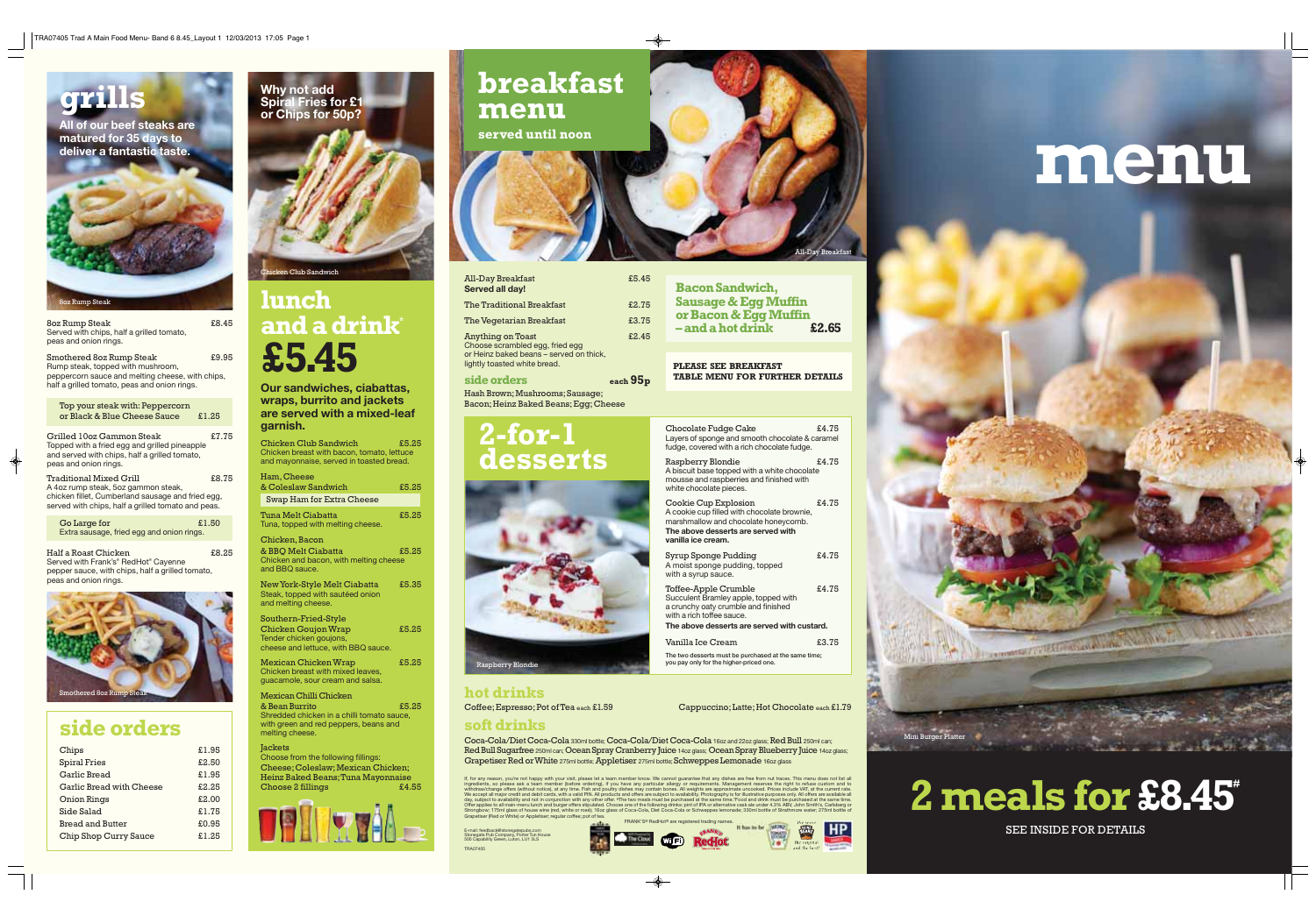# grills

All of our beef steaks are matured for 35 days to deliver a fantastic taste.

8oz Rump Steak

| Item | Price |
|---|---|
| 8oz Rump Steak<br>Served with chips, half a grilled tomato, peas and onion rings. | £8.45 |
| Smothered 8oz Rump Steak<br>Rump steak, topped with mushroom, peppercorn sauce and melting cheese, with chips, half a grilled tomato, peas and onion rings. | £9.95 |
| Top your steak with: Peppercorn or Black & Blue Cheese Sauce | £1.25 |
| Grilled 10oz Gammon Steak<br>Topped with a fried egg and grilled pineapple and served with chips, half a grilled tomato, peas and onion rings. | £7.75 |
| Traditional Mixed Grill<br>A 4oz rump steak, 5oz gammon steak, chicken fillet, Cumberland sausage and fried egg, served with chips, half a grilled tomato and peas. | £8.75 |
| Go Large for<br>Extra sausage, fried egg and onion rings. | £1.50 |
| Half a Roast Chicken<br>Served with Frank's® RedHot® Cayenne pepper sauce, with chips, half a grilled tomato, peas and onion rings. | £8.25 |

Smothered 8oz Rump Steak

## side orders

| Item | Price |
|---|---|
| Chips | £1.95 |
| Spiral Fries | £2.50 |
| Garlic Bread | £1.95 |
| Garlic Bread with Cheese | £2.25 |
| Onion Rings | £2.00 |
| Side Salad | £1.75 |
| Bread and Butter | £0.95 |
| Chip Shop Curry Sauce | £1.25 |

Why not add Spiral Fries for £1 or Chips for 50p?

Chicken Club Sandwich

# lunch and a drink* £5.45

**Our sandwiches, ciabattas, wraps, burrito and jackets are served with a mixed-leaf garnish.**

| Item | Price |
|---|---|
| Chicken Club Sandwich<br>Chicken breast with bacon, tomato, lettuce and mayonnaise, served in toasted bread. | £5.25 |
| Ham, Cheese & Coleslaw Sandwich | £5.25 |
| Swap Ham for Extra Cheese | |
| Tuna Melt Ciabatta<br>Tuna, topped with melting cheese. | £5.25 |
| Chicken, Bacon & BBQ Melt Ciabatta<br>Chicken and bacon, with melting cheese and BBQ sauce. | £5.25 |
| New York-Style Melt Ciabatta<br>Steak, topped with sautéed onion and melting cheese. | £5.35 |
| Southern-Fried-Style Chicken Goujon Wrap<br>Tender chicken goujons, cheese and lettuce, with BBQ sauce. | £5.25 |
| Mexican Chicken Wrap<br>Chicken breast with mixed leaves, guacamole, sour cream and salsa. | £5.25 |
| Mexican Chilli Chicken & Bean Burrito<br>Shredded chicken in a chilli tomato sauce, with green and red peppers, beans and melting cheese. | £5.25 |
| Jackets<br>Choose from the following fillings: Cheese; Coleslaw; Mexican Chicken; Heinz Baked Beans; Tuna Mayonnaise<br>Choose 2 fillings | £4.55 |

# breakfast menu

served until noon

All-Day Breakfast

| Item | Price |
|---|---|
| All-Day Breakfast<br>**Served all day!** | £5.45 |
| The Traditional Breakfast | £2.75 |
| The Vegetarian Breakfast | £3.75 |
| Anything on Toast<br>Choose scrambled egg, fried egg or Heinz baked beans – served on thick, lightly toasted white bread. | £2.45 |

## side orders each 95p

Hash Brown; Mushrooms; Sausage; Bacon; Heinz Baked Beans; Egg; Cheese

**Bacon Sandwich, Sausage & Egg Muffin or Bacon & Egg Muffin – and a hot drink £2.65**

**PLEASE SEE BREAKFAST TABLE MENU FOR FURTHER DETAILS**

# 2-for-1 desserts

Raspberry Blondie

| Item | Price |
|---|---|
| Chocolate Fudge Cake<br>Layers of sponge and smooth chocolate & caramel fudge, covered with a rich chocolate fudge. | £4.75 |
| Raspberry Blondie<br>A biscuit base topped with a white chocolate mousse and raspberries and finished with white chocolate pieces. | £4.75 |
| Cookie Cup Explosion<br>A cookie cup filled with chocolate brownie, marshmallow and chocolate honeycomb.<br>**The above desserts are served with vanilla ice cream.** | £4.75 |
| Syrup Sponge Pudding<br>A moist sponge pudding, topped with a syrup sauce. | £4.75 |
| Toffee-Apple Crumble<br>Succulent Bramley apple, topped with a crunchy oaty crumble and finished with a rich toffee sauce.<br>**The above desserts are served with custard.** | £4.75 |
| Vanilla Ice Cream | £3.75 |

The two desserts must be purchased at the same time; you pay only for the higher-priced one.

## hot drinks

Coffee; Espresso; Pot of Tea each £1.59

Cappuccino; Latte; Hot Chocolate each £1.79

## soft drinks

Coca-Cola/Diet Coca-Cola 330ml bottle; Coca-Cola/Diet Coca-Cola 16oz and 22oz glass; Red Bull 250ml can; Red Bull Sugarfree 250ml can; Ocean Spray Cranberry Juice 14oz glass; Ocean Spray Blueberry Juice 14oz glass; Grapetiser Red or White 275ml bottle; Appletiser 275ml bottle; Schweppes Lemonade 16oz glass

If, for any reason, you're not happy with your visit, please let a team member know. We cannot guarantee that any dishes are free from nut traces. This menu does not list all ingredients, so please ask a team member (before ordering), if you have any particular allergy or requirements. Management reserves the right to refuse custom and to withdraw/change offers (without notice), at any time. Fish and poultry dishes may contain bones. All weights are approximate uncooked. Prices include VAT, at the current rate. We accept all major credit and debit cards, with a valid PIN. All products and offers are subject to availability. Photography is for illustrative purposes only. All offers are available all day, subject to availability and not in conjunction with any other offer. #The two meals must be purchased at the same time. *Food and drink must be purchased at the same time. Offer applies to all main-menu lunch and burger offers stipulated. Choose one of the following drinks: pint of IPA or alternative cask ale under 4.3% ABV, John Smith's, Carlsberg or Strongbow; 175ml glass of house wine (red, white or rosé); 16oz glass of Coca-Cola, Diet Coca-Cola or Schweppes lemonade; 330ml bottle of Strathmore water; 275ml bottle of Grapetiser (Red or White) or Appletiser; regular coffee; pot of tea.

E-mail: feedback@stonegatepubs.com
Stonegate Pub Company, Porter Tun House
500 Capability Green, Luton, LU1 3LS

TRA07405

FRANK'S® RedHot® are registered trading names.

# menu

Mini Burger Platter

# 2 meals for £8.45#

SEE INSIDE FOR DETAILS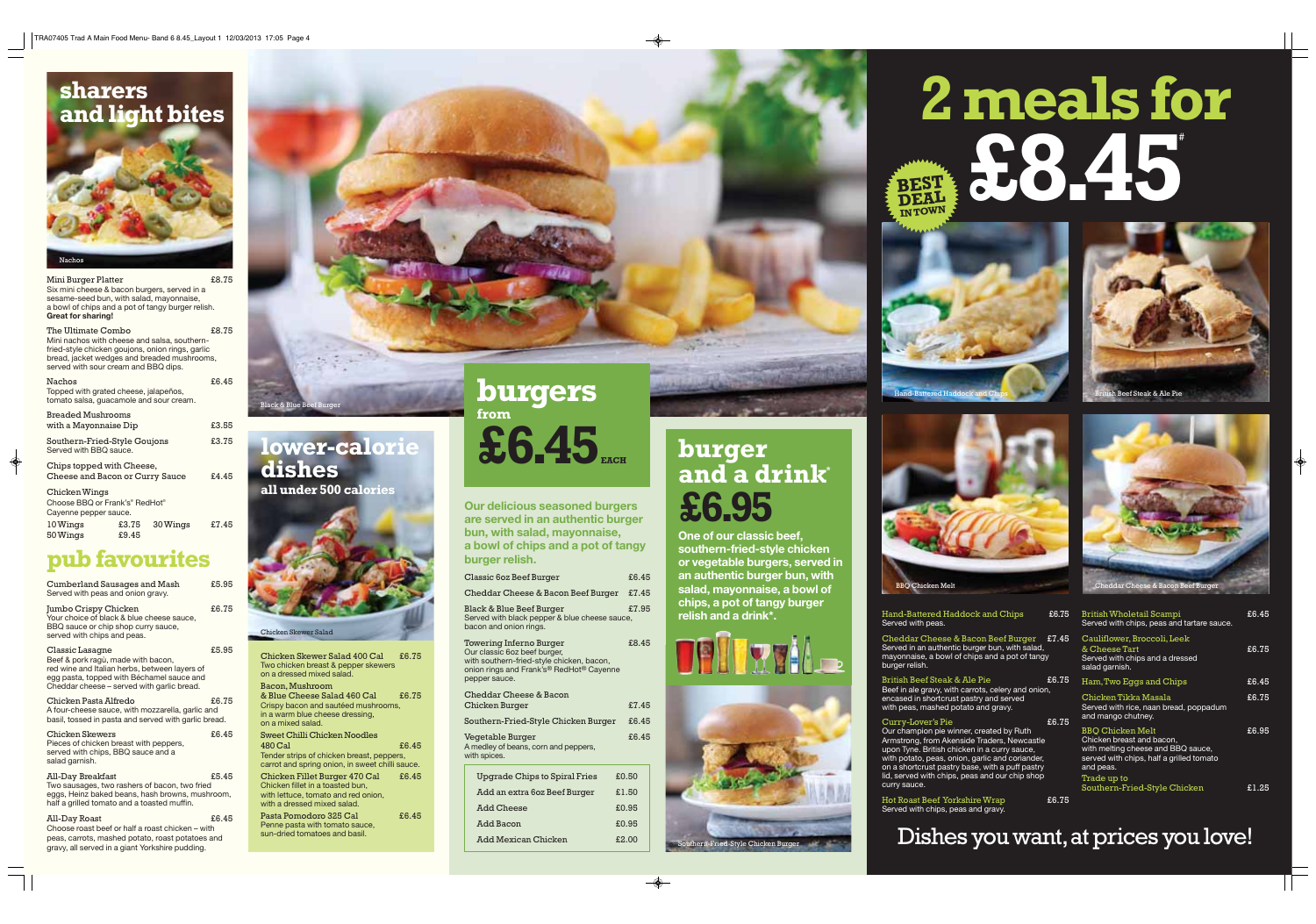## sharers and light bites

Nachos

Mini Burger Platter £8.75
Six mini cheese & bacon burgers, served in a sesame-seed bun, with salad, mayonnaise, a bowl of chips and a pot of tangy burger relish.
**Great for sharing!**

The Ultimate Combo £8.75
Mini nachos with cheese and salsa, southern-fried-style chicken goujons, onion rings, garlic bread, jacket wedges and breaded mushrooms, served with sour cream and BBQ dips.

Nachos £6.45
Topped with grated cheese, jalapeños, tomato salsa, guacamole and sour cream.

Breaded Mushrooms with a Mayonnaise Dip £3.55

Southern-Fried-Style Goujons £3.75
Served with BBQ sauce.

Chips topped with Cheese, Cheese and Bacon or Curry Sauce £4.45

Chicken Wings
Choose BBQ or Frank's® RedHot® Cayenne pepper sauce.

| | | | |
|---|---|---|---|
| 10 Wings | £3.75 | 30 Wings | £7.45 |
| 50 Wings | £9.45 | | |

## pub favourites

Cumberland Sausages and Mash £5.95
Served with peas and onion gravy.

Jumbo Crispy Chicken £6.75
Your choice of black & blue cheese sauce, BBQ sauce or chip shop curry sauce, served with chips and peas.

Classic Lasagne £5.95
Beef & pork ragù, made with bacon, red wine and Italian herbs, between layers of egg pasta, topped with Béchamel sauce and Cheddar cheese – served with garlic bread.

Chicken Pasta Alfredo £6.75
A four-cheese sauce, with mozzarella, garlic and basil, tossed in pasta and served with garlic bread.

Chicken Skewers £6.45
Pieces of chicken breast with peppers, served with chips, BBQ sauce and a salad garnish.

All-Day Breakfast £5.45
Two sausages, two rashers of bacon, two fried eggs, Heinz baked beans, hash browns, mushroom, half a grilled tomato and a toasted muffin.

All-Day Roast £6.45
Choose roast beef or half a roast chicken – with peas, carrots, mashed potato, roast potatoes and gravy, all served in a giant Yorkshire pudding.

Black & Blue Beef Burger

## lower-calorie dishes
### all under 500 calories

Chicken Skewer Salad

Chicken Skewer Salad 400 Cal £6.75
Two chicken breast & pepper skewers on a dressed mixed salad.

Bacon, Mushroom & Blue Cheese Salad 460 Cal £6.75
Crispy bacon and sautéed mushrooms, in a warm blue cheese dressing, on a mixed salad.

Sweet Chilli Chicken Noodles 480 Cal £6.45
Tender strips of chicken breast, peppers, carrot and spring onion, in sweet chilli sauce.

Chicken Fillet Burger 470 Cal £6.45
Chicken fillet in a toasted bun, with lettuce, tomato and red onion, with a dressed mixed salad.

Pasta Pomodoro 325 Cal £6.45
Penne pasta with tomato sauce, sun-dried tomatoes and basil.

## burgers from £6.45 EACH

Our delicious seasoned burgers are served in an authentic burger bun, with salad, mayonnaise, a bowl of chips and a pot of tangy burger relish.

Classic 6oz Beef Burger £6.45

Cheddar Cheese & Bacon Beef Burger £7.45

Black & Blue Beef Burger £7.95
Served with black pepper & blue cheese sauce, bacon and onion rings.

Towering Inferno Burger £8.45
Our classic 6oz beef burger, with southern-fried-style chicken, bacon, onion rings and Frank's® RedHot® Cayenne pepper sauce.

Cheddar Cheese & Bacon Chicken Burger £7.45

Southern-Fried-Style Chicken Burger £6.45

Vegetable Burger £6.45
A medley of beans, corn and peppers, with spices.

| | |
|---|---|
| Upgrade Chips to Spiral Fries | £0.50 |
| Add an extra 6oz Beef Burger | £1.50 |
| Add Cheese | £0.95 |
| Add Bacon | £0.95 |
| Add Mexican Chicken | £2.00 |

## burger and a drink* £6.95

One of our classic beef, southern-fried-style chicken or vegetable burgers, served in an authentic burger bun, with salad, mayonnaise, a bowl of chips, a pot of tangy burger relish and a drink*.

Southern-Fried-Style Chicken Burger

## 2 meals for £8.45#

BEST DEAL IN TOWN

Hand-Battered Haddock and Chips

British Beef Steak & Ale Pie

BBQ Chicken Melt

Cheddar Cheese & Bacon Beef Burger

Hand-Battered Haddock and Chips £6.75
Served with peas.

Cheddar Cheese & Bacon Beef Burger £7.45
Served in an authentic burger bun, with salad, mayonnaise, a bowl of chips and a pot of tangy burger relish.

British Beef Steak & Ale Pie £6.75
Beef in ale gravy, with carrots, celery and onion, encased in shortcrust pastry and served with peas, mashed potato and gravy.

Curry-Lover's Pie £6.75
Our champion pie winner, created by Ruth Armstrong, from Akenside Traders, Newcastle upon Tyne. British chicken in a curry sauce, with potato, peas, onion, garlic and coriander, on a shortcrust pastry base, with a puff pastry lid, served with chips, peas and our chip shop curry sauce.

Hot Roast Beef Yorkshire Wrap £6.75
Served with chips, peas and gravy.

British Wholetail Scampi £6.45
Served with chips, peas and tartare sauce.

Cauliflower, Broccoli, Leek & Cheese Tart £6.75
Served with chips and a dressed salad garnish.

Ham, Two Eggs and Chips £6.45

Chicken Tikka Masala £6.75
Served with rice, naan bread, poppadum and mango chutney.

BBQ Chicken Melt £6.95
Chicken breast and bacon, with melting cheese and BBQ sauce, served with chips, half a grilled tomato and peas.

Trade up to Southern-Fried-Style Chicken £1.25

Dishes you want, at prices you love!